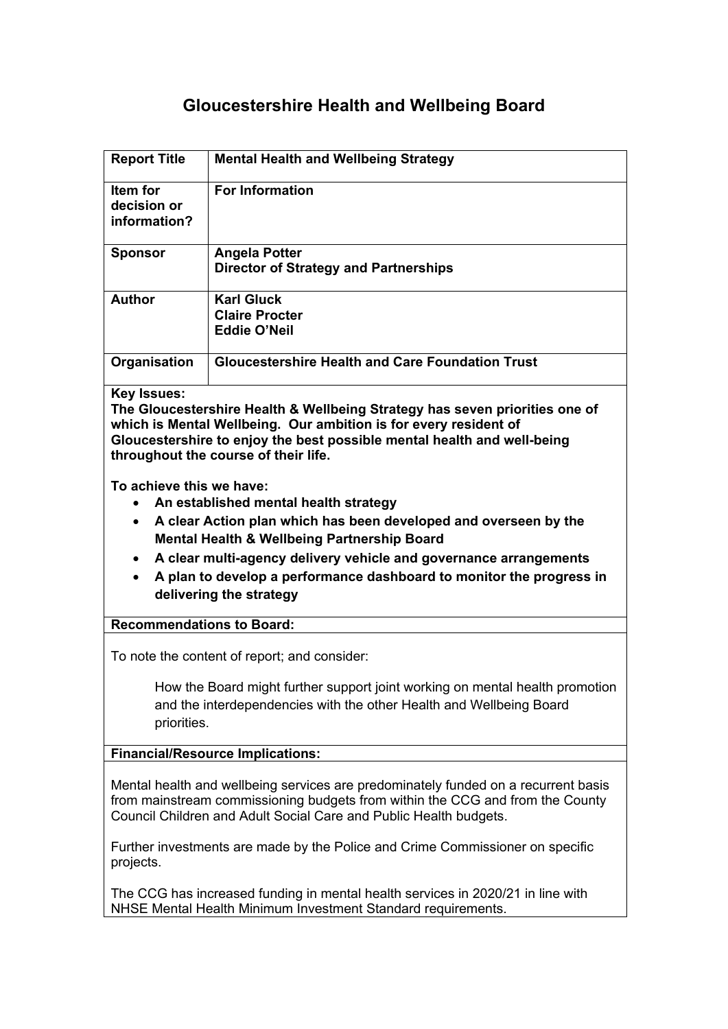# Gloucestershire Health and Wellbeing Board

| **Report Title** | **Mental Health and Wellbeing Strategy** |
| --- | --- |
| **Item for decision or information?** | **For Information** |
| **Sponsor** | **Angela Potter**<br>**Director of Strategy and Partnerships** |
| **Author** | **Karl Gluck**<br>**Claire Procter**<br>**Eddie O'Neil** |
| **Organisation** | **Gloucestershire Health and Care Foundation Trust** |

**Key Issues:**
**The Gloucestershire Health & Wellbeing Strategy has seven priorities one of which is Mental Wellbeing. Our ambition is for every resident of Gloucestershire to enjoy the best possible mental health and well-being throughout the course of their life.**

**To achieve this we have:**

- **An established mental health strategy**
- **A clear Action plan which has been developed and overseen by the Mental Health & Wellbeing Partnership Board**
- **A clear multi-agency delivery vehicle and governance arrangements**
- **A plan to develop a performance dashboard to monitor the progress in delivering the strategy**

**Recommendations to Board:**

To note the content of report; and consider:

How the Board might further support joint working on mental health promotion and the interdependencies with the other Health and Wellbeing Board priorities.

**Financial/Resource Implications:**

Mental health and wellbeing services are predominately funded on a recurrent basis from mainstream commissioning budgets from within the CCG and from the County Council Children and Adult Social Care and Public Health budgets.

Further investments are made by the Police and Crime Commissioner on specific projects.

The CCG has increased funding in mental health services in 2020/21 in line with NHSE Mental Health Minimum Investment Standard requirements.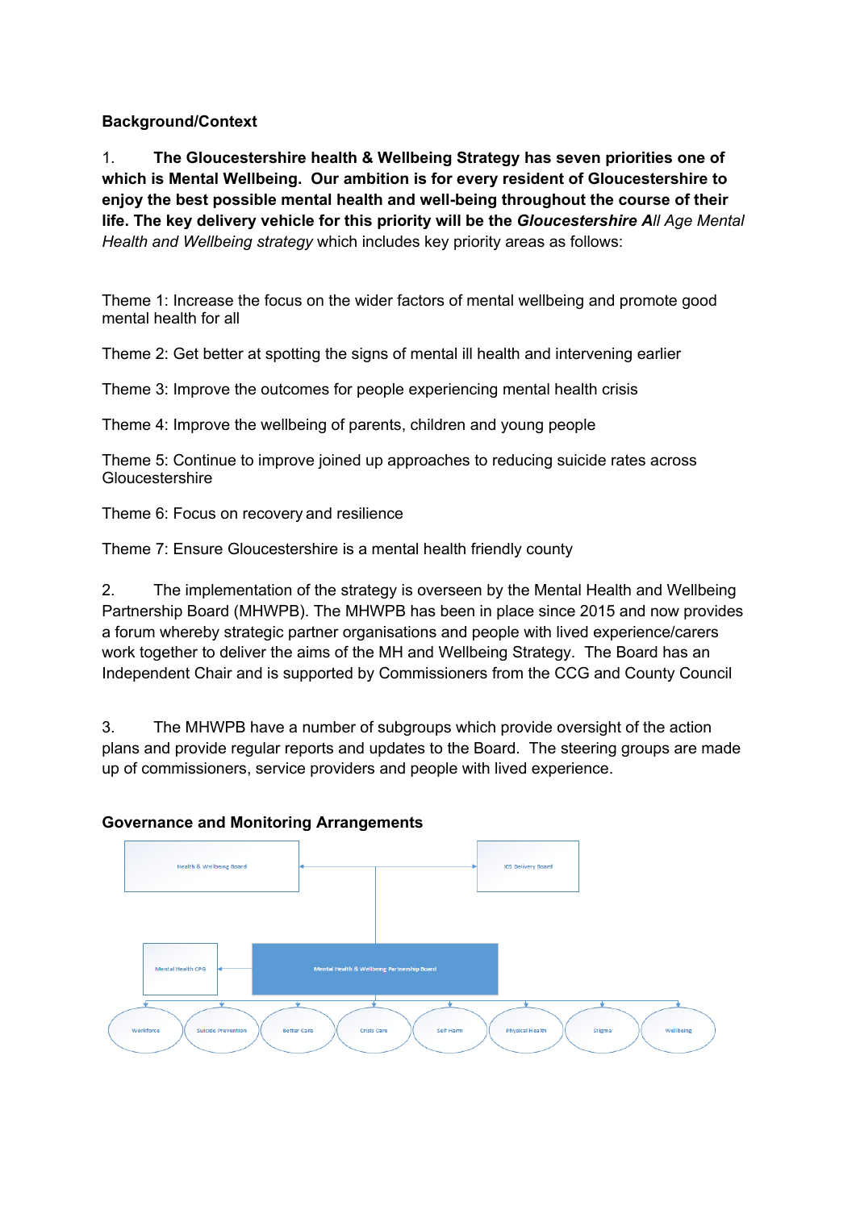**Background/Context**

1. **The Gloucestershire health & Wellbeing Strategy has seven priorities one of which is Mental Wellbeing. Our ambition is for every resident of Gloucestershire to enjoy the best possible mental health and well-being throughout the course of their life. The key delivery vehicle for this priority will be the *Gloucestershire A***ll *Age Mental Health and Wellbeing strategy* which includes key priority areas as follows:

Theme 1: Increase the focus on the wider factors of mental wellbeing and promote good mental health for all

Theme 2: Get better at spotting the signs of mental ill health and intervening earlier

Theme 3: Improve the outcomes for people experiencing mental health crisis

Theme 4: Improve the wellbeing of parents, children and young people

Theme 5: Continue to improve joined up approaches to reducing suicide rates across Gloucestershire

Theme 6: Focus on recovery and resilience

Theme 7: Ensure Gloucestershire is a mental health friendly county

2. The implementation of the strategy is overseen by the Mental Health and Wellbeing Partnership Board (MHWPB). The MHWPB has been in place since 2015 and now provides a forum whereby strategic partner organisations and people with lived experience/carers work together to deliver the aims of the MH and Wellbeing Strategy. The Board has an Independent Chair and is supported by Commissioners from the CCG and County Council

3. The MHWPB have a number of subgroups which provide oversight of the action plans and provide regular reports and updates to the Board. The steering groups are made up of commissioners, service providers and people with lived experience.

**Governance and Monitoring Arrangements**

Health & Wellbeing Board

ICS Delivery Board

Mental Health CPG

Mental Health & Wellbeing Partnership Board

Workforce

Suicide Prevention

Better Care

Crisis Care

Self Harm

Physical Health

Stigma

Wellbeing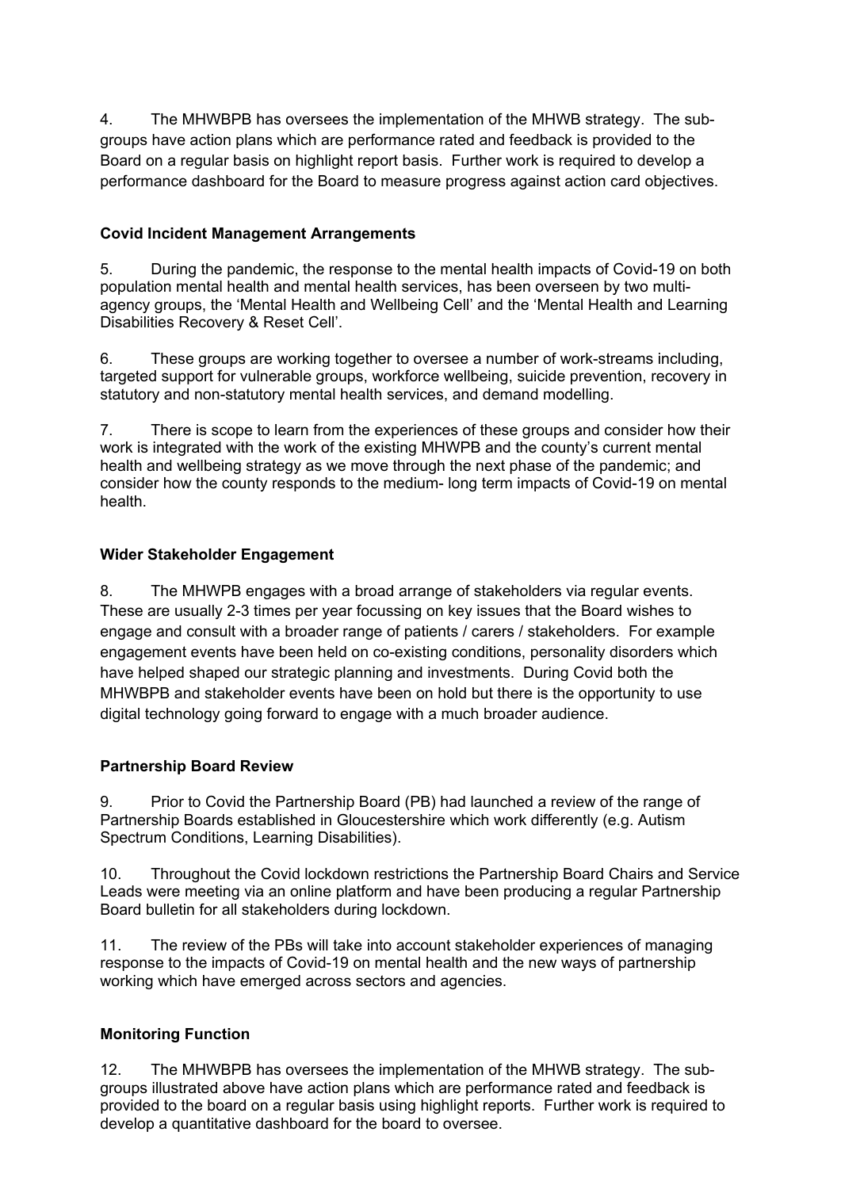4. The MHWBPB has oversees the implementation of the MHWB strategy. The sub-groups have action plans which are performance rated and feedback is provided to the Board on a regular basis on highlight report basis. Further work is required to develop a performance dashboard for the Board to measure progress against action card objectives.

**Covid Incident Management Arrangements**

5. During the pandemic, the response to the mental health impacts of Covid-19 on both population mental health and mental health services, has been overseen by two multi-agency groups, the 'Mental Health and Wellbeing Cell' and the 'Mental Health and Learning Disabilities Recovery & Reset Cell'.

6. These groups are working together to oversee a number of work-streams including, targeted support for vulnerable groups, workforce wellbeing, suicide prevention, recovery in statutory and non-statutory mental health services, and demand modelling.

7. There is scope to learn from the experiences of these groups and consider how their work is integrated with the work of the existing MHWPB and the county's current mental health and wellbeing strategy as we move through the next phase of the pandemic; and consider how the county responds to the medium- long term impacts of Covid-19 on mental health.

**Wider Stakeholder Engagement**

8. The MHWPB engages with a broad arrange of stakeholders via regular events. These are usually 2-3 times per year focussing on key issues that the Board wishes to engage and consult with a broader range of patients / carers / stakeholders. For example engagement events have been held on co-existing conditions, personality disorders which have helped shaped our strategic planning and investments. During Covid both the MHWBPB and stakeholder events have been on hold but there is the opportunity to use digital technology going forward to engage with a much broader audience.

**Partnership Board Review**

9. Prior to Covid the Partnership Board (PB) had launched a review of the range of Partnership Boards established in Gloucestershire which work differently (e.g. Autism Spectrum Conditions, Learning Disabilities).

10. Throughout the Covid lockdown restrictions the Partnership Board Chairs and Service Leads were meeting via an online platform and have been producing a regular Partnership Board bulletin for all stakeholders during lockdown.

11. The review of the PBs will take into account stakeholder experiences of managing response to the impacts of Covid-19 on mental health and the new ways of partnership working which have emerged across sectors and agencies.

**Monitoring Function**

12. The MHWBPB has oversees the implementation of the MHWB strategy. The sub-groups illustrated above have action plans which are performance rated and feedback is provided to the board on a regular basis using highlight reports. Further work is required to develop a quantitative dashboard for the board to oversee.